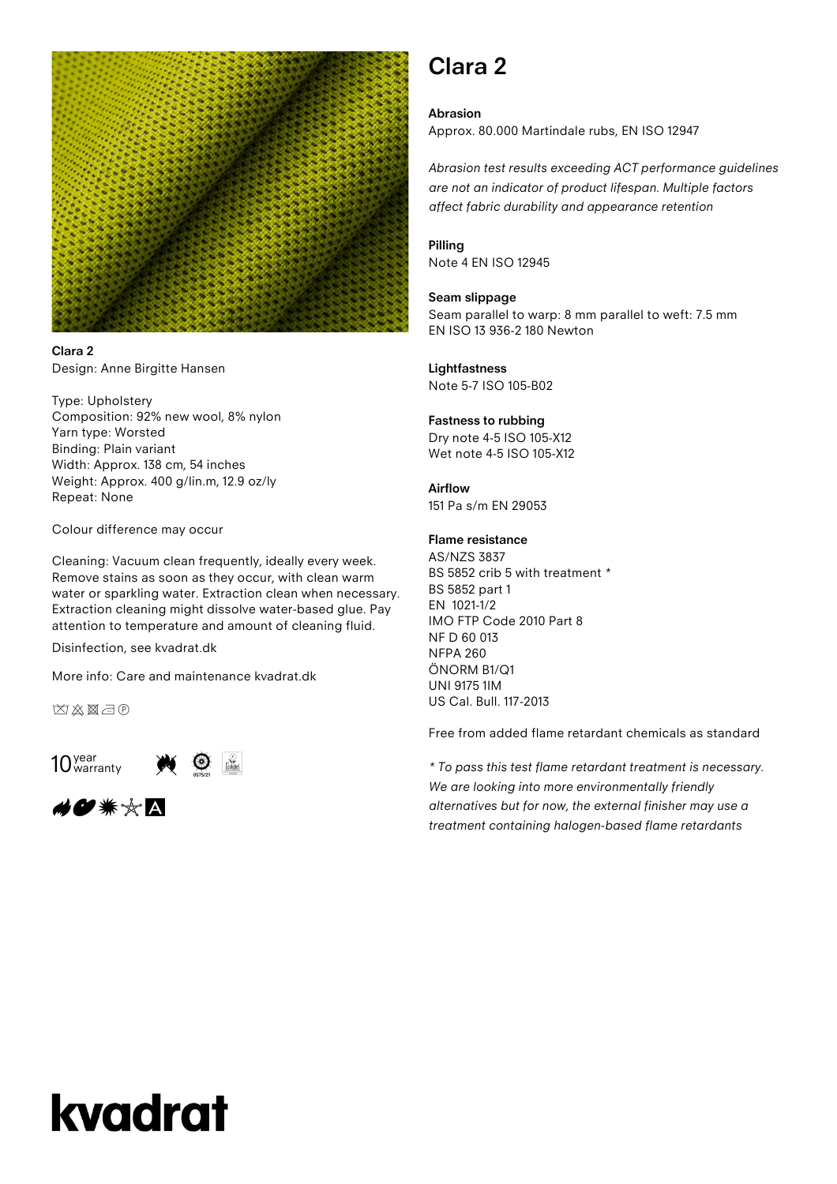**Clara 2**
Design: Anne Birgitte Hansen

Type: Upholstery
Composition: 92% new wool, 8% nylon
Yarn type: Worsted
Binding: Plain variant
Width: Approx. 138 cm, 54 inches
Weight: Approx. 400 g/lin.m, 12.9 oz/ly
Repeat: None

Colour difference may occur

Cleaning: Vacuum clean frequently, ideally every week. Remove stains as soon as they occur, with clean warm water or sparkling water. Extraction clean when necessary. Extraction cleaning might dissolve water-based glue. Pay attention to temperature and amount of cleaning fluid.

Disinfection, see kvadrat.dk

More info: Care and maintenance kvadrat.dk

10 year warranty

# Clara 2

**Abrasion**
Approx. 80.000 Martindale rubs, EN ISO 12947

*Abrasion test results exceeding ACT performance guidelines are not an indicator of product lifespan. Multiple factors affect fabric durability and appearance retention*

**Pilling**
Note 4 EN ISO 12945

**Seam slippage**
Seam parallel to warp: 8 mm parallel to weft: 7.5 mm
EN ISO 13 936-2 180 Newton

**Lightfastness**
Note 5-7 ISO 105-B02

**Fastness to rubbing**
Dry note 4-5 ISO 105-X12
Wet note 4-5 ISO 105-X12

**Airflow**
151 Pa s/m EN 29053

**Flame resistance**
AS/NZS 3837
BS 5852 crib 5 with treatment *
BS 5852 part 1
EN 1021-1/2
IMO FTP Code 2010 Part 8
NF D 60 013
NFPA 260
ÖNORM B1/Q1
UNI 9175 1IM
US Cal. Bull. 117-2013

Free from added flame retardant chemicals as standard

*\* To pass this test flame retardant treatment is necessary. We are looking into more environmentally friendly alternatives but for now, the external finisher may use a treatment containing halogen-based flame retardants*

kvadrat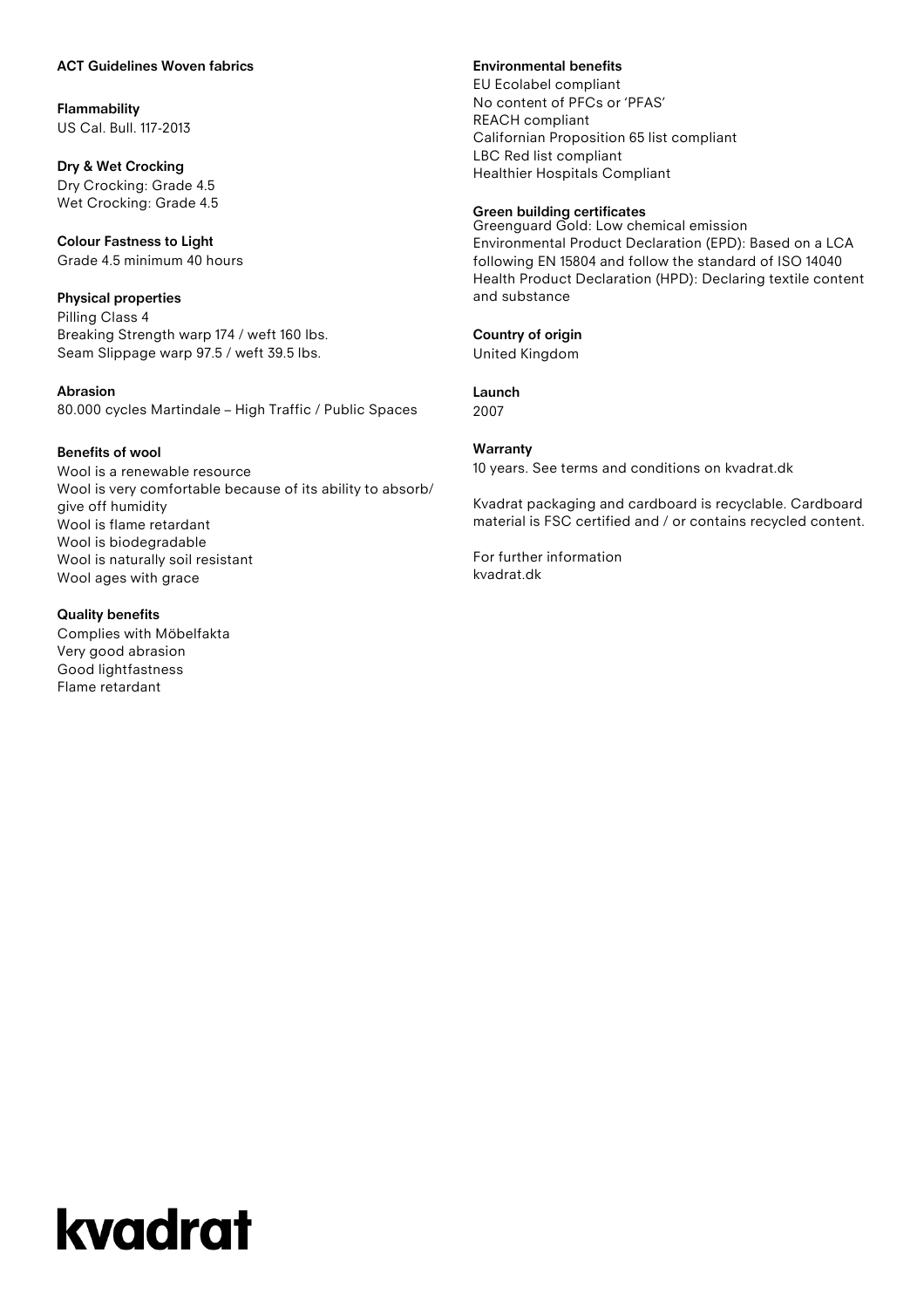**ACT Guidelines Woven fabrics**

**Flammability**
US Cal. Bull. 117-2013

**Dry & Wet Crocking**
Dry Crocking: Grade 4.5
Wet Crocking: Grade 4.5

**Colour Fastness to Light**
Grade 4.5 minimum 40 hours

**Physical properties**
Pilling Class 4
Breaking Strength warp 174 / weft 160 lbs.
Seam Slippage warp 97.5 / weft 39.5 lbs.

**Abrasion**
80.000 cycles Martindale – High Traffic / Public Spaces

**Benefits of wool**
Wool is a renewable resource
Wool is very comfortable because of its ability to absorb/ give off humidity
Wool is flame retardant
Wool is biodegradable
Wool is naturally soil resistant
Wool ages with grace

**Quality benefits**
Complies with Möbelfakta
Very good abrasion
Good lightfastness
Flame retardant

**Environmental benefits**
EU Ecolabel compliant
No content of PFCs or 'PFAS'
REACH compliant
Californian Proposition 65 list compliant
LBC Red list compliant
Healthier Hospitals Compliant

**Green building certificates**
Greenguard Gold: Low chemical emission
Environmental Product Declaration (EPD): Based on a LCA following EN 15804 and follow the standard of ISO 14040
Health Product Declaration (HPD): Declaring textile content and substance

**Country of origin**
United Kingdom

**Launch**
2007

**Warranty**
10 years. See terms and conditions on kvadrat.dk

Kvadrat packaging and cardboard is recyclable. Cardboard material is FSC certified and / or contains recycled content.

For further information
kvadrat.dk

kvadrat